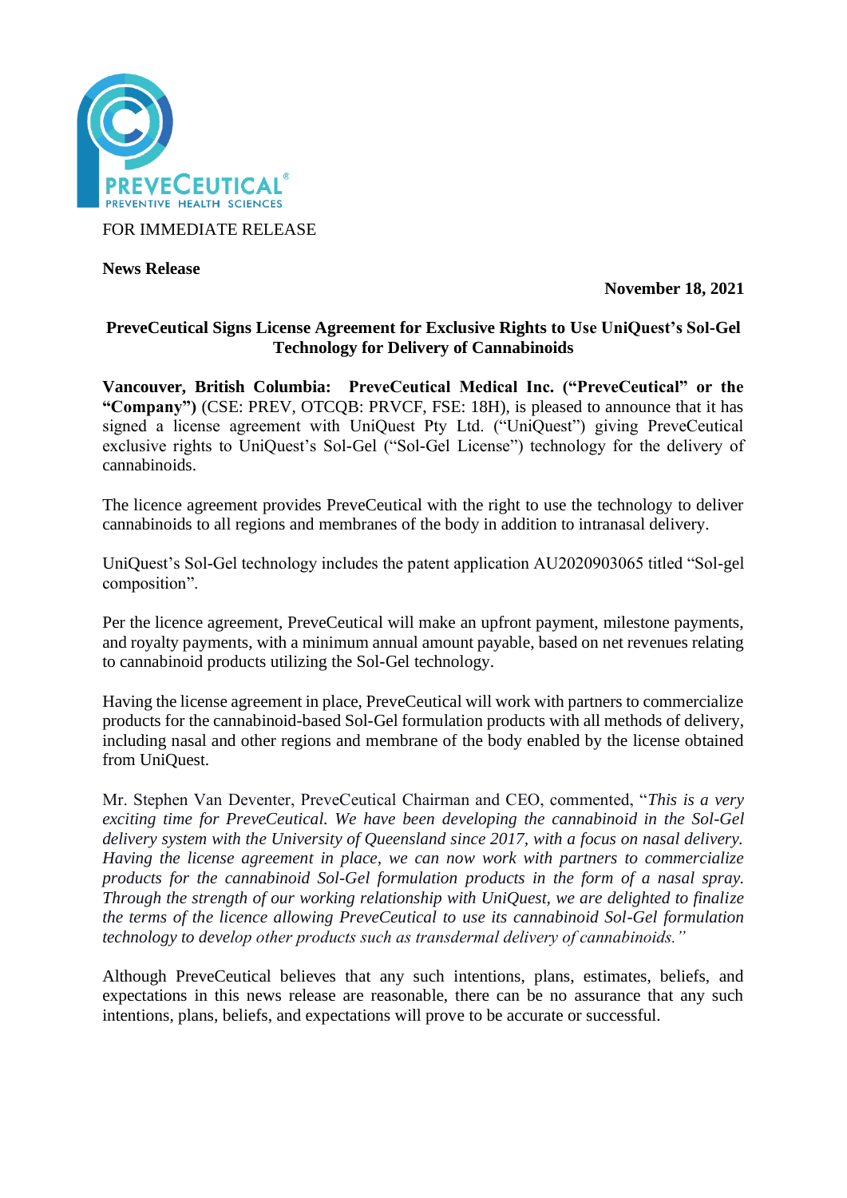FOR IMMEDIATE RELEASE

**News Release**

**November 18, 2021**

# PreveCeutical Signs License Agreement for Exclusive Rights to Use UniQuest's Sol-Gel Technology for Delivery of Cannabinoids

**Vancouver, British Columbia: PreveCeutical Medical Inc. ("PreveCeutical" or the "Company")** (CSE: PREV, OTCQB: PRVCF, FSE: 18H), is pleased to announce that it has signed a license agreement with UniQuest Pty Ltd. ("UniQuest") giving PreveCeutical exclusive rights to UniQuest's Sol-Gel ("Sol-Gel License") technology for the delivery of cannabinoids.

The licence agreement provides PreveCeutical with the right to use the technology to deliver cannabinoids to all regions and membranes of the body in addition to intranasal delivery.

UniQuest's Sol-Gel technology includes the patent application AU2020903065 titled "Sol-gel composition".

Per the licence agreement, PreveCeutical will make an upfront payment, milestone payments, and royalty payments, with a minimum annual amount payable, based on net revenues relating to cannabinoid products utilizing the Sol-Gel technology.

Having the license agreement in place, PreveCeutical will work with partners to commercialize products for the cannabinoid-based Sol-Gel formulation products with all methods of delivery, including nasal and other regions and membrane of the body enabled by the license obtained from UniQuest.

Mr. Stephen Van Deventer, PreveCeutical Chairman and CEO, commented, "*This is a very exciting time for PreveCeutical. We have been developing the cannabinoid in the Sol-Gel delivery system with the University of Queensland since 2017, with a focus on nasal delivery. Having the license agreement in place, we can now work with partners to commercialize products for the cannabinoid Sol-Gel formulation products in the form of a nasal spray. Through the strength of our working relationship with UniQuest, we are delighted to finalize the terms of the licence allowing PreveCeutical to use its cannabinoid Sol-Gel formulation technology to develop other products such as transdermal delivery of cannabinoids.*"

Although PreveCeutical believes that any such intentions, plans, estimates, beliefs, and expectations in this news release are reasonable, there can be no assurance that any such intentions, plans, beliefs, and expectations will prove to be accurate or successful.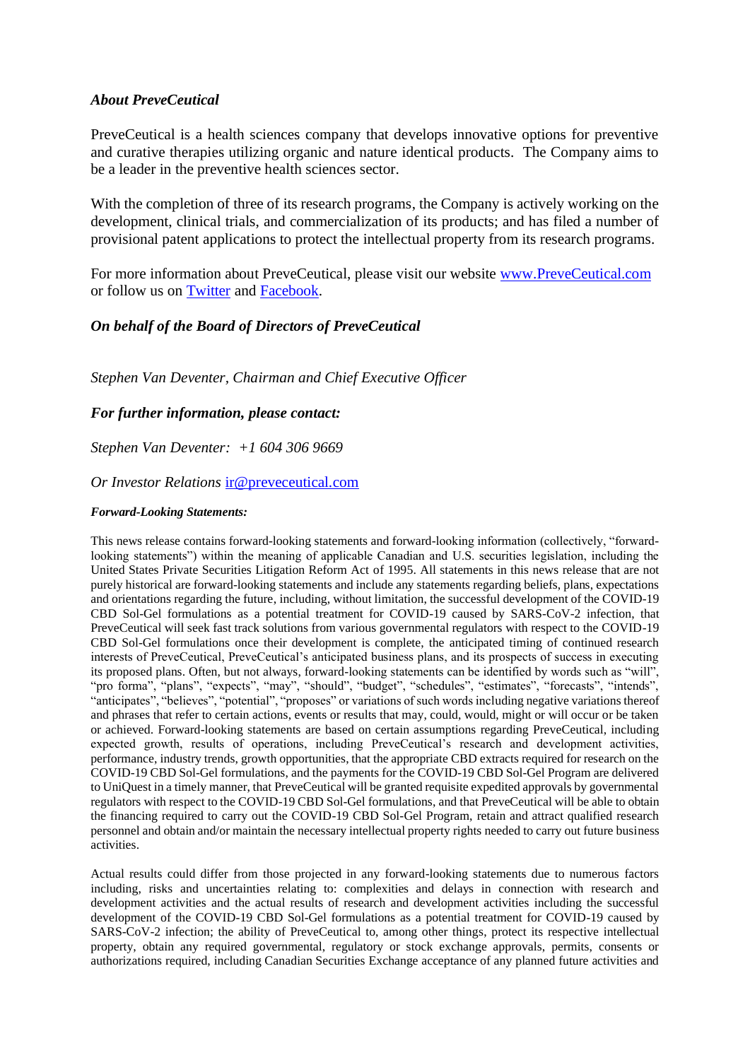### *About PreveCeutical*

PreveCeutical is a health sciences company that develops innovative options for preventive and curative therapies utilizing organic and nature identical products. The Company aims to be a leader in the preventive health sciences sector.

With the completion of three of its research programs, the Company is actively working on the development, clinical trials, and commercialization of its products; and has filed a number of provisional patent applications to protect the intellectual property from its research programs.

For more information about PreveCeutical, please visit our website [www.PreveCeutical.com](www.PreveCeutical.com) or follow us on [Twitter]() and [Facebook]().

### *On behalf of the Board of Directors of PreveCeutical*

*Stephen Van Deventer, Chairman and Chief Executive Officer*

### *For further information, please contact:*

*Stephen Van Deventer: +1 604 306 9669*

*Or Investor Relations* [ir@preveceutical.com](mailto:ir@preveceutical.com)

***Forward-Looking Statements:***

This news release contains forward-looking statements and forward-looking information (collectively, "forward-looking statements") within the meaning of applicable Canadian and U.S. securities legislation, including the United States Private Securities Litigation Reform Act of 1995. All statements in this news release that are not purely historical are forward-looking statements and include any statements regarding beliefs, plans, expectations and orientations regarding the future, including, without limitation, the successful development of the COVID-19 CBD Sol-Gel formulations as a potential treatment for COVID-19 caused by SARS-CoV-2 infection, that PreveCeutical will seek fast track solutions from various governmental regulators with respect to the COVID-19 CBD Sol-Gel formulations once their development is complete, the anticipated timing of continued research interests of PreveCeutical, PreveCeutical's anticipated business plans, and its prospects of success in executing its proposed plans. Often, but not always, forward-looking statements can be identified by words such as "will", "pro forma", "plans", "expects", "may", "should", "budget", "schedules", "estimates", "forecasts", "intends", "anticipates", "believes", "potential", "proposes" or variations of such words including negative variations thereof and phrases that refer to certain actions, events or results that may, could, would, might or will occur or be taken or achieved. Forward-looking statements are based on certain assumptions regarding PreveCeutical, including expected growth, results of operations, including PreveCeutical's research and development activities, performance, industry trends, growth opportunities, that the appropriate CBD extracts required for research on the COVID-19 CBD Sol-Gel formulations, and the payments for the COVID-19 CBD Sol-Gel Program are delivered to UniQuest in a timely manner, that PreveCeutical will be granted requisite expedited approvals by governmental regulators with respect to the COVID-19 CBD Sol-Gel formulations, and that PreveCeutical will be able to obtain the financing required to carry out the COVID-19 CBD Sol-Gel Program, retain and attract qualified research personnel and obtain and/or maintain the necessary intellectual property rights needed to carry out future business activities.

Actual results could differ from those projected in any forward-looking statements due to numerous factors including, risks and uncertainties relating to: complexities and delays in connection with research and development activities and the actual results of research and development activities including the successful development of the COVID-19 CBD Sol-Gel formulations as a potential treatment for COVID-19 caused by SARS-CoV-2 infection; the ability of PreveCeutical to, among other things, protect its respective intellectual property, obtain any required governmental, regulatory or stock exchange approvals, permits, consents or authorizations required, including Canadian Securities Exchange acceptance of any planned future activities and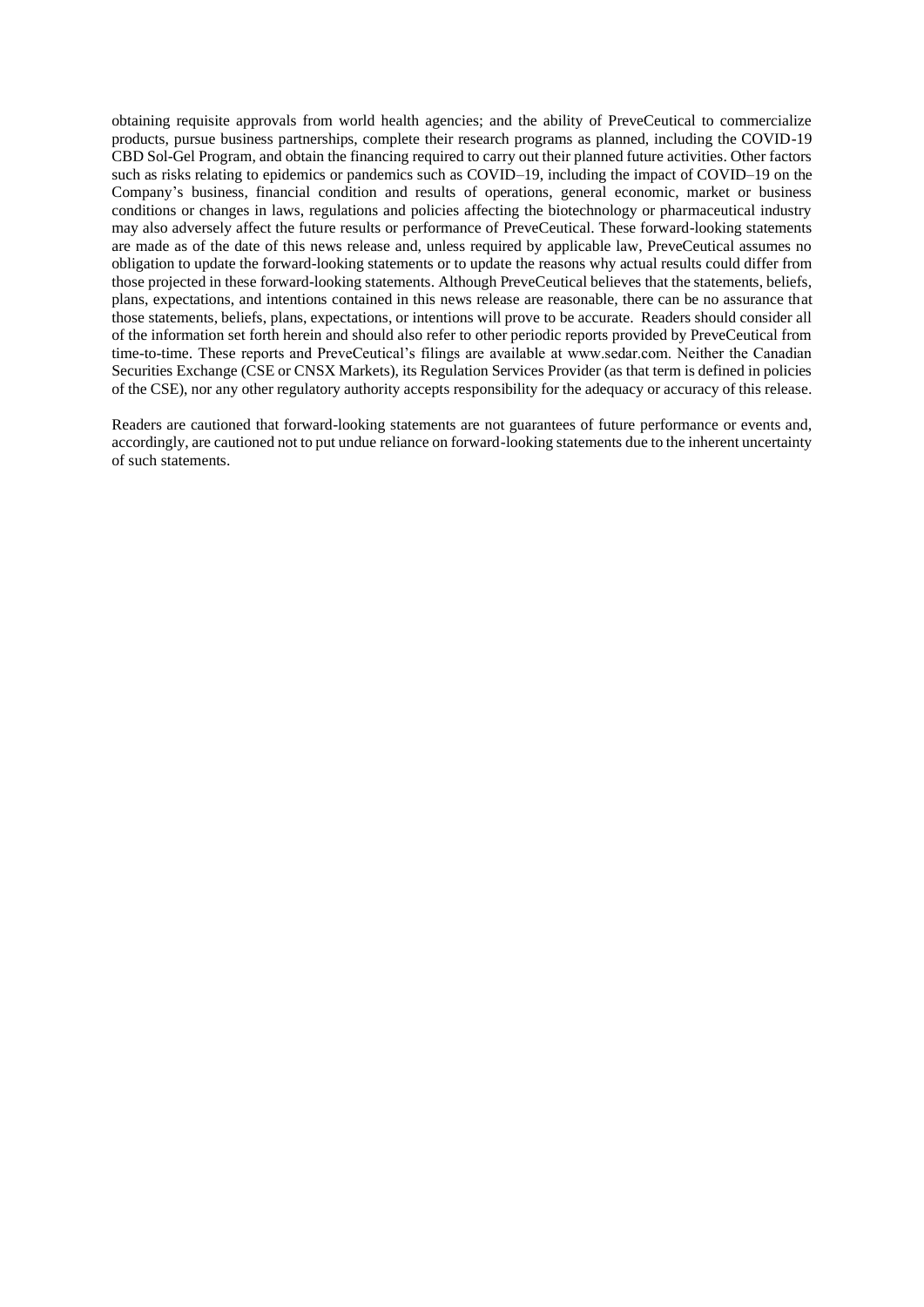obtaining requisite approvals from world health agencies; and the ability of PreveCeutical to commercialize products, pursue business partnerships, complete their research programs as planned, including the COVID-19 CBD Sol-Gel Program, and obtain the financing required to carry out their planned future activities. Other factors such as risks relating to epidemics or pandemics such as COVID–19, including the impact of COVID–19 on the Company's business, financial condition and results of operations, general economic, market or business conditions or changes in laws, regulations and policies affecting the biotechnology or pharmaceutical industry may also adversely affect the future results or performance of PreveCeutical. These forward-looking statements are made as of the date of this news release and, unless required by applicable law, PreveCeutical assumes no obligation to update the forward-looking statements or to update the reasons why actual results could differ from those projected in these forward-looking statements. Although PreveCeutical believes that the statements, beliefs, plans, expectations, and intentions contained in this news release are reasonable, there can be no assurance that those statements, beliefs, plans, expectations, or intentions will prove to be accurate. Readers should consider all of the information set forth herein and should also refer to other periodic reports provided by PreveCeutical from time-to-time. These reports and PreveCeutical's filings are available at www.sedar.com. Neither the Canadian Securities Exchange (CSE or CNSX Markets), its Regulation Services Provider (as that term is defined in policies of the CSE), nor any other regulatory authority accepts responsibility for the adequacy or accuracy of this release.

Readers are cautioned that forward-looking statements are not guarantees of future performance or events and, accordingly, are cautioned not to put undue reliance on forward-looking statements due to the inherent uncertainty of such statements.